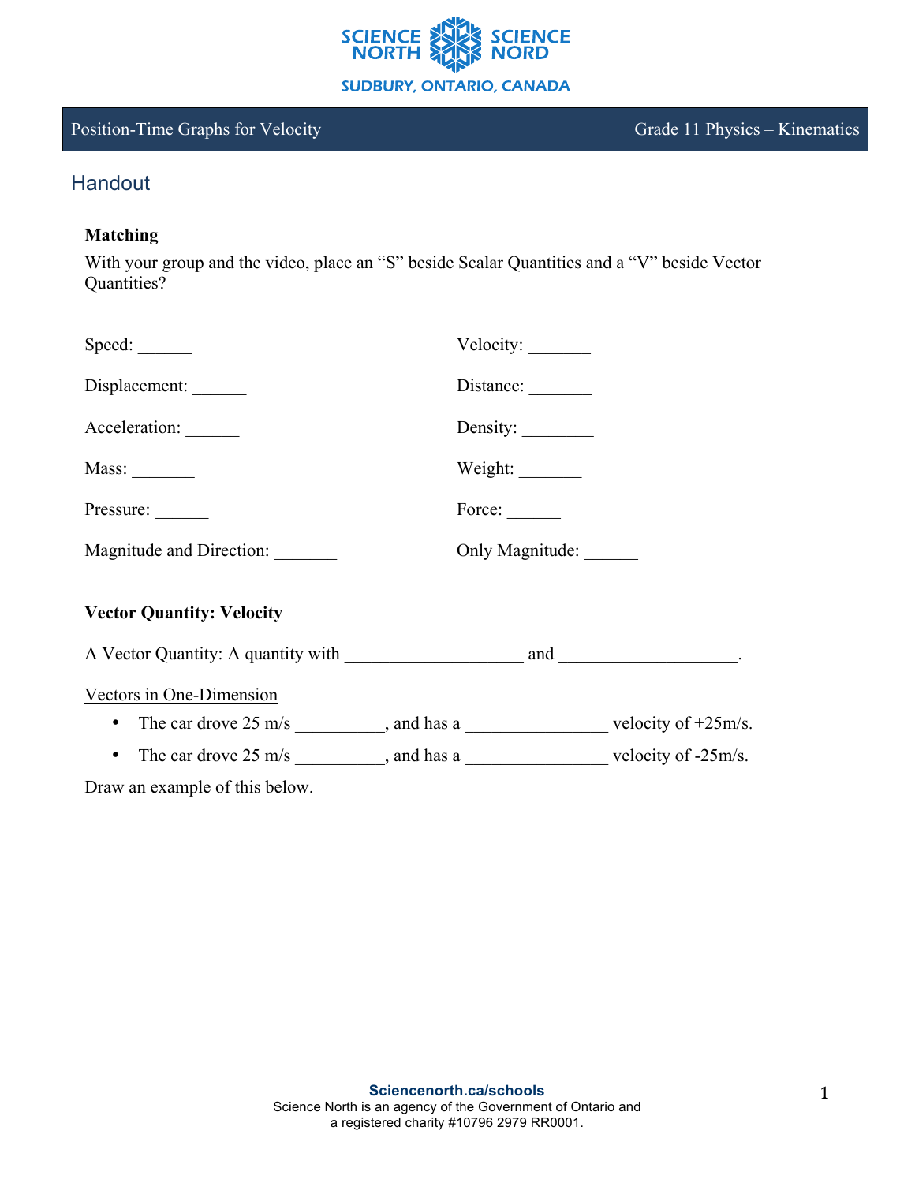Position-Time Graphs for Velocity | Grade 11 Physics – Kinematics

## Handout

**Matching**

With your group and the video, place an "S" beside Scalar Quantities and a "V" beside Vector Quantities?

Speed: ______

Velocity: _______

Displacement: ______

Distance: _______

Acceleration: ______

Density: ________

Mass: _______

Weight: _______

Pressure: ______

Force: ______

Magnitude and Direction: _______

Only Magnitude: ______

**Vector Quantity: Velocity**

A Vector Quantity: A quantity with ___________________ and ___________________.

Vectors in One-Dimension

- The car drove 25 m/s __________, and has a _______________ velocity of +25m/s.
- The car drove 25 m/s __________, and has a _______________ velocity of -25m/s.

Draw an example of this below.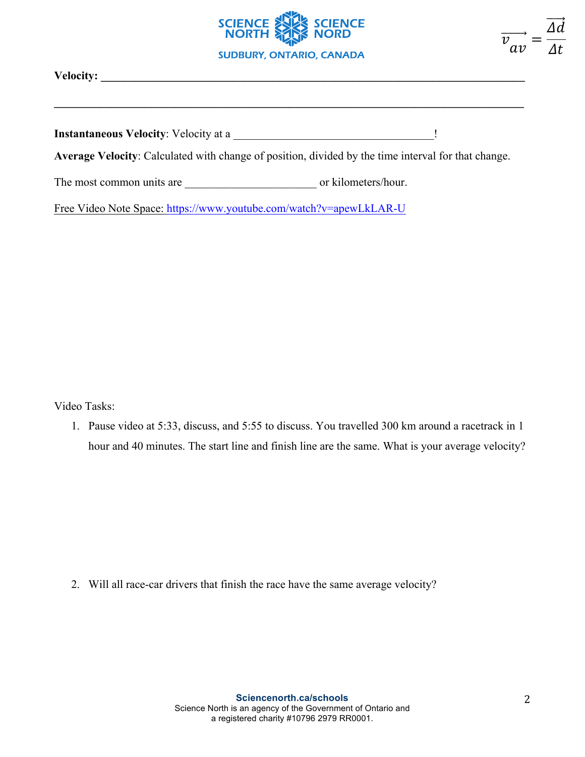$$\overrightarrow{v_{av}} = \frac{\overrightarrow{\Delta d}}{\Delta t}$$

**Velocity:** ___________________________________________________________________________

___________________________________________________________________________________

**Instantaneous Velocity**: Velocity at a ___________________________________!

**Average Velocity**: Calculated with change of position, divided by the time interval for that change.

The most common units are ______________________ or kilometers/hour.

Free Video Note Space: https://www.youtube.com/watch?v=apewLkLAR-U

Video Tasks:

1. Pause video at 5:33, discuss, and 5:55 to discuss. You travelled 300 km around a racetrack in 1 hour and 40 minutes. The start line and finish line are the same. What is your average velocity?

2. Will all race-car drivers that finish the race have the same average velocity?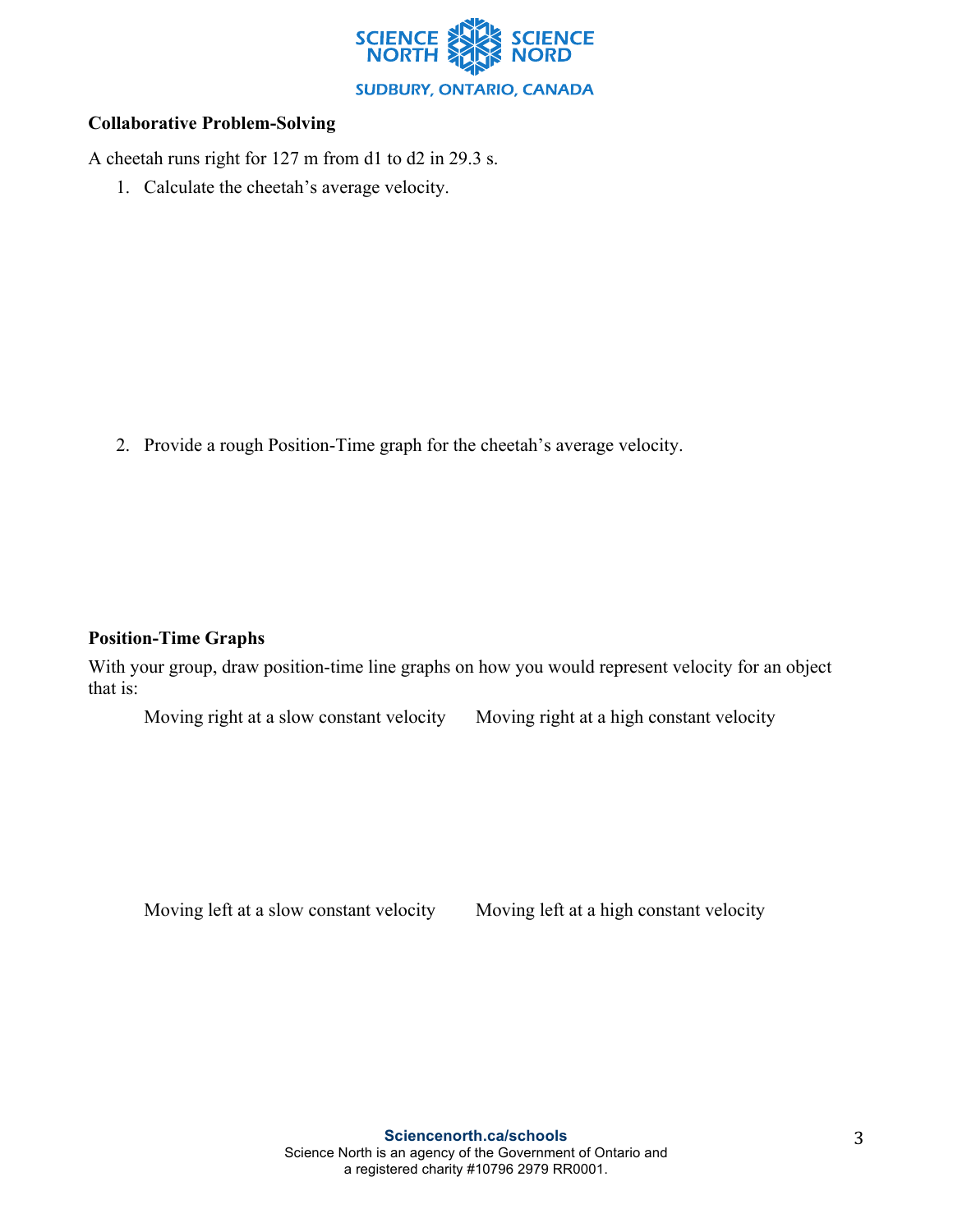**Collaborative Problem-Solving**

A cheetah runs right for 127 m from d1 to d2 in 29.3 s.

1. Calculate the cheetah's average velocity.

2. Provide a rough Position-Time graph for the cheetah's average velocity.

**Position-Time Graphs**

With your group, draw position-time line graphs on how you would represent velocity for an object that is:

Moving right at a slow constant velocity

Moving right at a high constant velocity

Moving left at a slow constant velocity

Moving left at a high constant velocity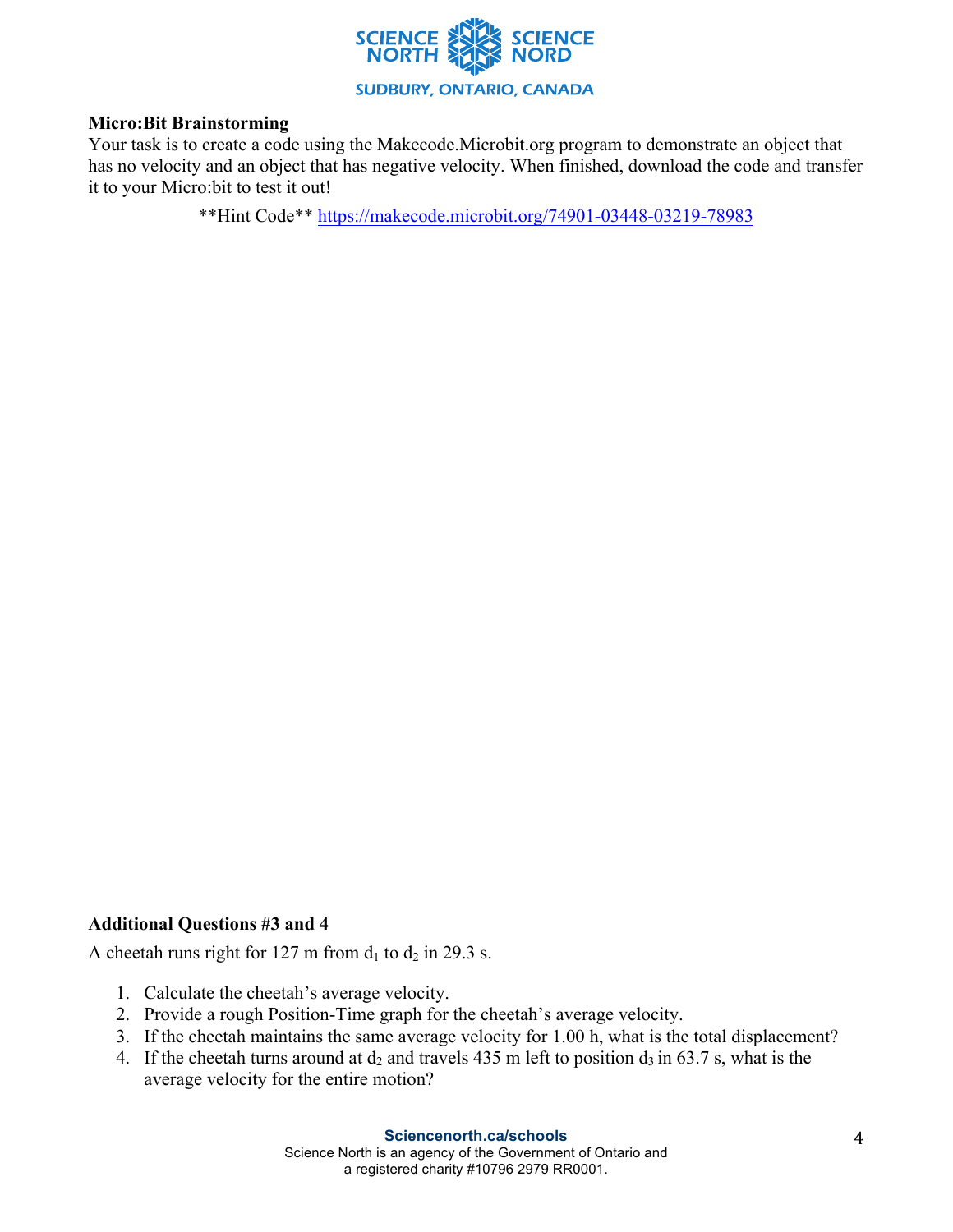**Micro:Bit Brainstorming**

Your task is to create a code using the Makecode.Microbit.org program to demonstrate an object that has no velocity and an object that has negative velocity. When finished, download the code and transfer it to your Micro:bit to test it out!

**Hint Code** https://makecode.microbit.org/74901-03448-03219-78983

**Additional Questions #3 and 4**

A cheetah runs right for 127 m from $d_1$ to $d_2$ in 29.3 s.

1. Calculate the cheetah's average velocity.
2. Provide a rough Position-Time graph for the cheetah's average velocity.
3. If the cheetah maintains the same average velocity for 1.00 h, what is the total displacement?
4. If the cheetah turns around at $d_2$ and travels 435 m left to position $d_3$ in 63.7 s, what is the average velocity for the entire motion?